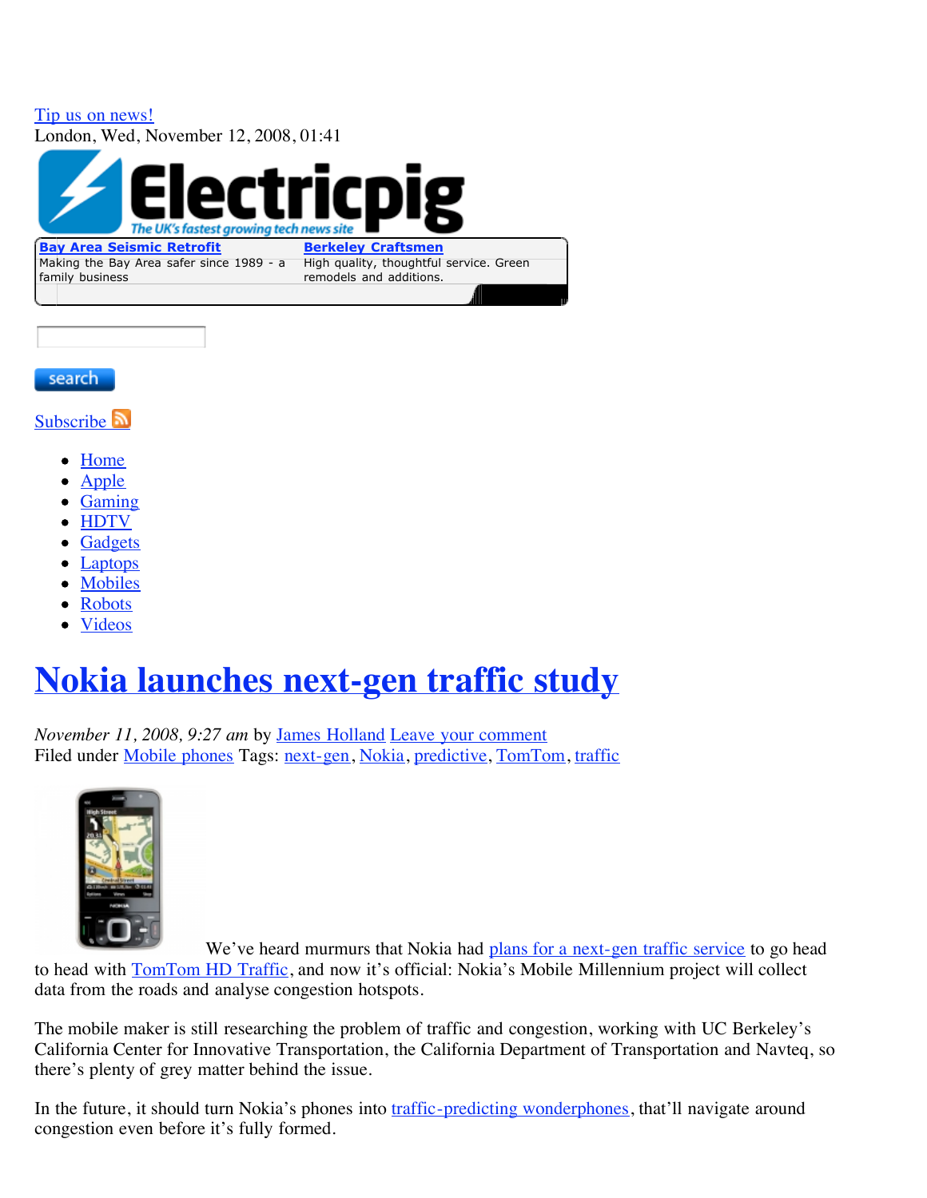Tip us on news!
London, Wed, November 12, 2008, 01:41

**Bay Area Seismic Retrofit**
Making the Bay Area safer since 1989 - a family business

**Berkeley Craftsmen**
High quality, thoughtful service. Green remodels and additions.

search

Subscribe

- Home
- Apple
- Gaming
- HDTV
- Gadgets
- Laptops
- Mobiles
- Robots
- Videos

# Nokia launches next-gen traffic study

*November 11, 2008, 9:27 am* by James Holland Leave your comment
Filed under Mobile phones Tags: next-gen, Nokia, predictive, TomTom, traffic

We've heard murmurs that Nokia had plans for a next-gen traffic service to go head to head with TomTom HD Traffic, and now it's official: Nokia's Mobile Millennium project will collect data from the roads and analyse congestion hotspots.

The mobile maker is still researching the problem of traffic and congestion, working with UC Berkeley's California Center for Innovative Transportation, the California Department of Transportation and Navteq, so there's plenty of grey matter behind the issue.

In the future, it should turn Nokia's phones into traffic-predicting wonderphones, that'll navigate around congestion even before it's fully formed.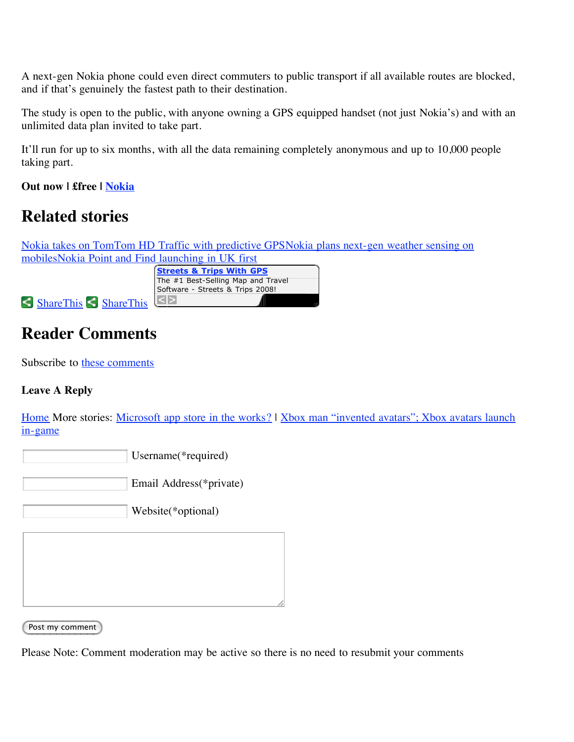A next-gen Nokia phone could even direct commuters to public transport if all available routes are blocked, and if that's genuinely the fastest path to their destination.

The study is open to the public, with anyone owning a GPS equipped handset (not just Nokia's) and with an unlimited data plan invited to take part.

It'll run for up to six months, with all the data remaining completely anonymous and up to 10,000 people taking part.

**Out now | £free | Nokia**

## Related stories

Nokia takes on TomTom HD Traffic with predictive GPSNokia plans next-gen weather sensing on mobilesNokia Point and Find launching in UK first

**Streets & Trips With GPS**
The #1 Best-Selling Map and Travel Software - Streets & Trips 2008!

ShareThis ShareThis

## Reader Comments

Subscribe to these comments

### Leave A Reply

Home More stories: Microsoft app store in the works? | Xbox man "invented avatars"; Xbox avatars launch in-game

Username(*required)

Email Address(*private)

Website(*optional)

Post my comment

Please Note: Comment moderation may be active so there is no need to resubmit your comments